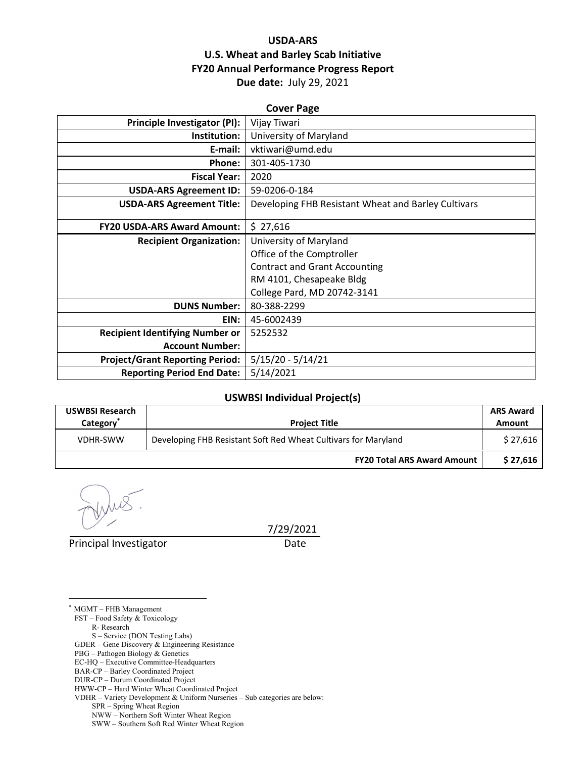# USDA-ARS
# U.S. Wheat and Barley Scab Initiative
# FY20 Annual Performance Progress Report

**Due date:** July 29, 2021

## Cover Page

| | |
|---|---|
| **Principle Investigator (PI):** | Vijay Tiwari |
| **Institution:** | University of Maryland |
| **E-mail:** | vktiwari@umd.edu |
| **Phone:** | 301-405-1730 |
| **Fiscal Year:** | 2020 |
| **USDA-ARS Agreement ID:** | 59-0206-0-184 |
| **USDA-ARS Agreement Title:** | Developing FHB Resistant Wheat and Barley Cultivars |
| **FY20 USDA-ARS Award Amount:** | $ 27,616 |
| **Recipient Organization:** | University of Maryland<br>Office of the Comptroller<br>Contract and Grant Accounting<br>RM 4101, Chesapeake Bldg<br>College Pard, MD 20742-3141 |
| **DUNS Number:** | 80-388-2299 |
| **EIN:** | 45-6002439 |
| **Recipient Identifying Number or Account Number:** | 5252532 |
| **Project/Grant Reporting Period:** | 5/15/20 - 5/14/21 |
| **Reporting Period End Date:** | 5/14/2021 |

## USWBSI Individual Project(s)

| USWBSI Research Category* | Project Title | ARS Award Amount |
|---|---|---|
| VDHR-SWW | Developing FHB Resistant Soft Red Wheat Cultivars for Maryland | $ 27,616 |
| | **FY20 Total ARS Award Amount** | **$ 27,616** |

Principal Investigator — Date: 7/29/2021

---

* MGMT – FHB Management
  FST – Food Safety & Toxicology
    R- Research
    S – Service (DON Testing Labs)
  GDER – Gene Discovery & Engineering Resistance
  PBG – Pathogen Biology & Genetics
  EC-HQ – Executive Committee-Headquarters
  BAR-CP – Barley Coordinated Project
  DUR-CP – Durum Coordinated Project
  HWW-CP – Hard Winter Wheat Coordinated Project
  VDHR – Variety Development & Uniform Nurseries – Sub categories are below:
    SPR – Spring Wheat Region
    NWW – Northern Soft Winter Wheat Region
    SWW – Southern Soft Red Winter Wheat Region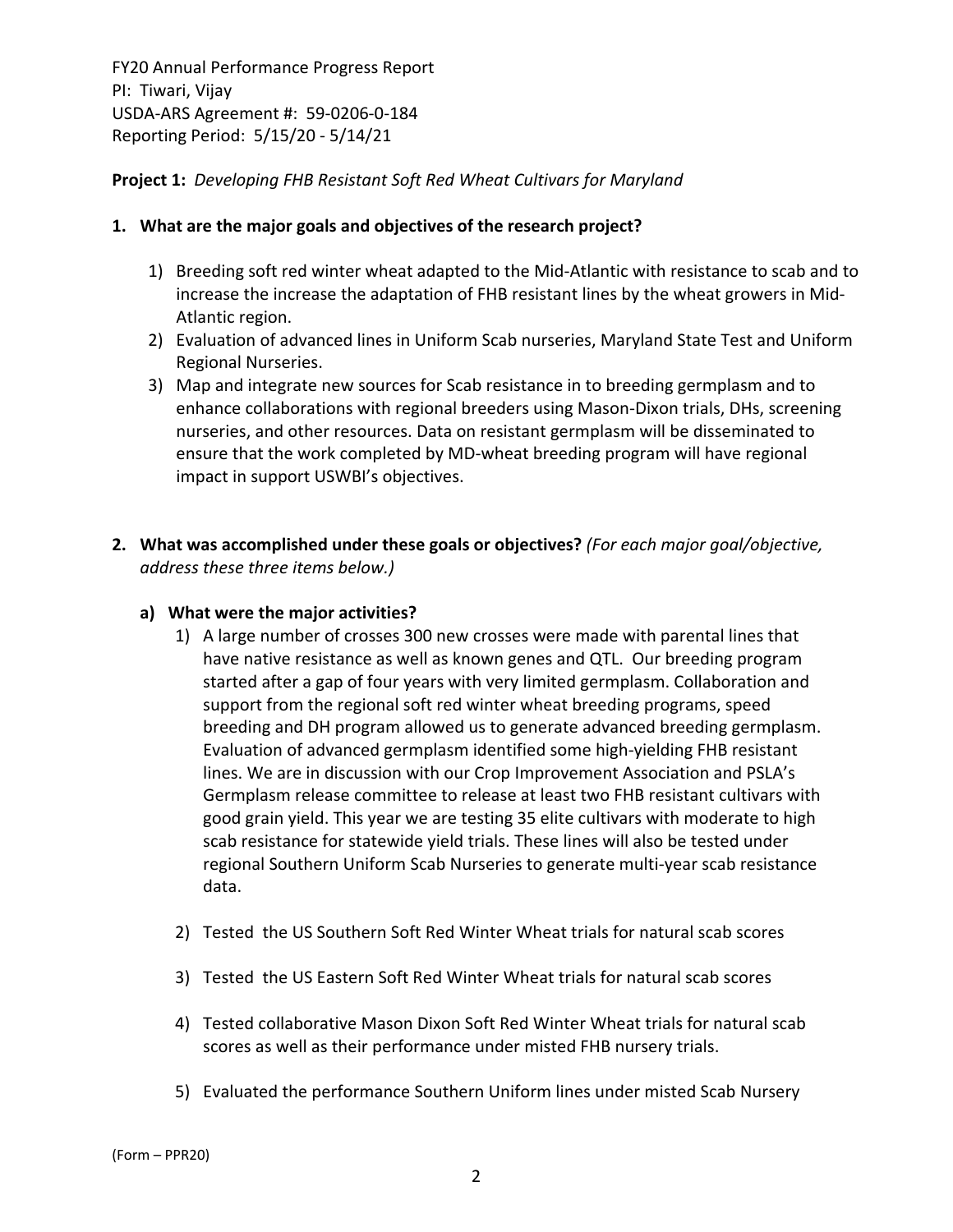FY20 Annual Performance Progress Report
PI: Tiwari, Vijay
USDA-ARS Agreement #: 59-0206-0-184
Reporting Period: 5/15/20 - 5/14/21

**Project 1:** *Developing FHB Resistant Soft Red Wheat Cultivars for Maryland*

**1. What are the major goals and objectives of the research project?**

1) Breeding soft red winter wheat adapted to the Mid-Atlantic with resistance to scab and to increase the increase the adaptation of FHB resistant lines by the wheat growers in Mid-Atlantic region.
2) Evaluation of advanced lines in Uniform Scab nurseries, Maryland State Test and Uniform Regional Nurseries.
3) Map and integrate new sources for Scab resistance in to breeding germplasm and to enhance collaborations with regional breeders using Mason-Dixon trials, DHs, screening nurseries, and other resources. Data on resistant germplasm will be disseminated to ensure that the work completed by MD-wheat breeding program will have regional impact in support USWBI's objectives.

**2. What was accomplished under these goals or objectives?** *(For each major goal/objective, address these three items below.)*

**a) What were the major activities?**

1) A large number of crosses 300 new crosses were made with parental lines that have native resistance as well as known genes and QTL. Our breeding program started after a gap of four years with very limited germplasm. Collaboration and support from the regional soft red winter wheat breeding programs, speed breeding and DH program allowed us to generate advanced breeding germplasm. Evaluation of advanced germplasm identified some high-yielding FHB resistant lines. We are in discussion with our Crop Improvement Association and PSLA's Germplasm release committee to release at least two FHB resistant cultivars with good grain yield. This year we are testing 35 elite cultivars with moderate to high scab resistance for statewide yield trials. These lines will also be tested under regional Southern Uniform Scab Nurseries to generate multi-year scab resistance data.

2) Tested the US Southern Soft Red Winter Wheat trials for natural scab scores

3) Tested the US Eastern Soft Red Winter Wheat trials for natural scab scores

4) Tested collaborative Mason Dixon Soft Red Winter Wheat trials for natural scab scores as well as their performance under misted FHB nursery trials.

5) Evaluated the performance Southern Uniform lines under misted Scab Nursery

(Form – PPR20)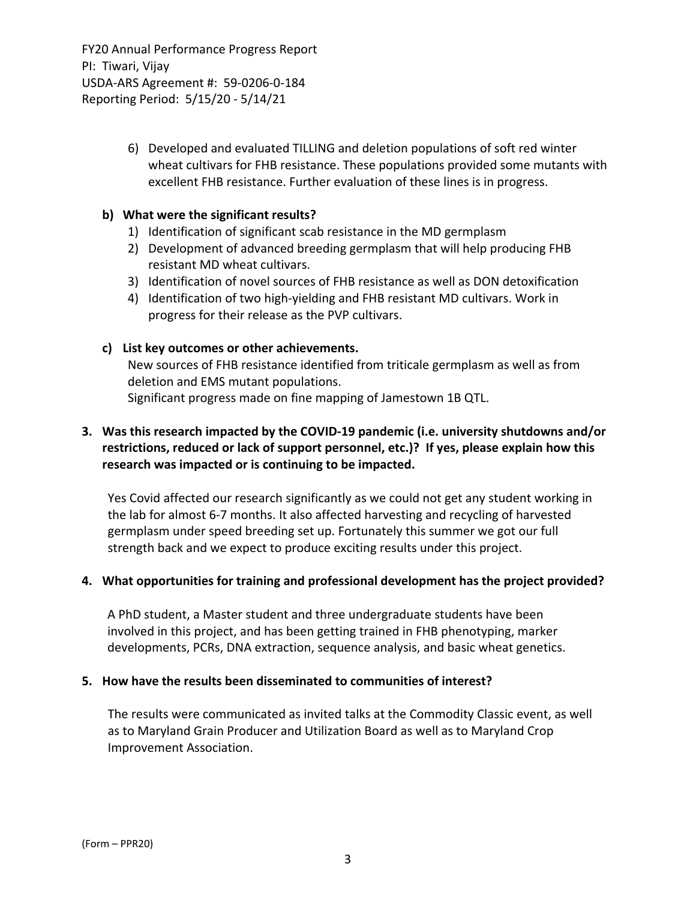6) Developed and evaluated TILLING and deletion populations of soft red winter wheat cultivars for FHB resistance. These populations provided some mutants with excellent FHB resistance. Further evaluation of these lines is in progress.

**b) What were the significant results?**

1) Identification of significant scab resistance in the MD germplasm
2) Development of advanced breeding germplasm that will help producing FHB resistant MD wheat cultivars.
3) Identification of novel sources of FHB resistance as well as DON detoxification
4) Identification of two high-yielding and FHB resistant MD cultivars. Work in progress for their release as the PVP cultivars.

**c) List key outcomes or other achievements.**

New sources of FHB resistance identified from triticale germplasm as well as from deletion and EMS mutant populations.

Significant progress made on fine mapping of Jamestown 1B QTL.

**3. Was this research impacted by the COVID-19 pandemic (i.e. university shutdowns and/or restrictions, reduced or lack of support personnel, etc.)? If yes, please explain how this research was impacted or is continuing to be impacted.**

Yes Covid affected our research significantly as we could not get any student working in the lab for almost 6-7 months. It also affected harvesting and recycling of harvested germplasm under speed breeding set up. Fortunately this summer we got our full strength back and we expect to produce exciting results under this project.

**4. What opportunities for training and professional development has the project provided?**

A PhD student, a Master student and three undergraduate students have been involved in this project, and has been getting trained in FHB phenotyping, marker developments, PCRs, DNA extraction, sequence analysis, and basic wheat genetics.

**5. How have the results been disseminated to communities of interest?**

The results were communicated as invited talks at the Commodity Classic event, as well as to Maryland Grain Producer and Utilization Board as well as to Maryland Crop Improvement Association.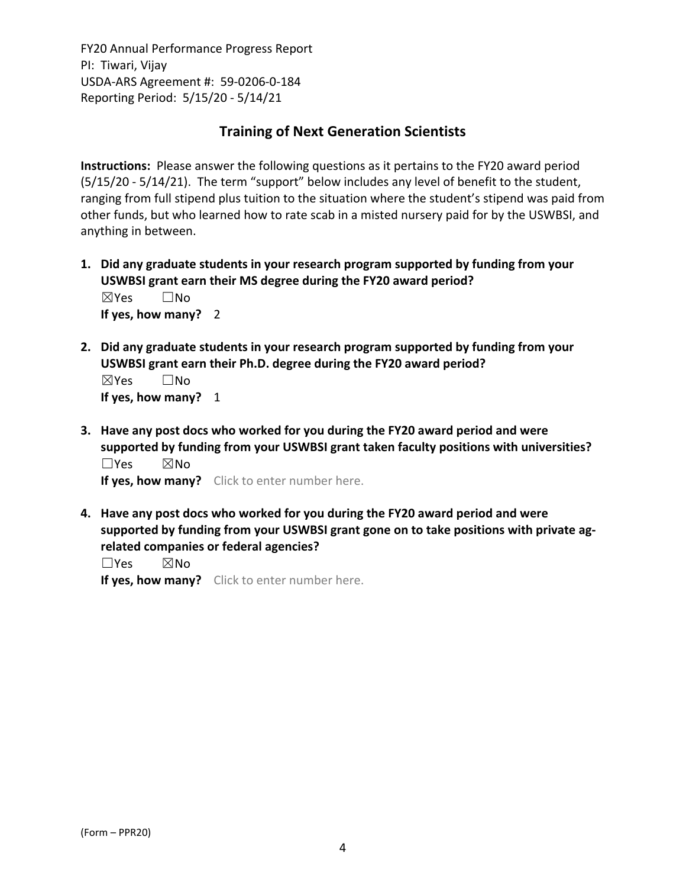FY20 Annual Performance Progress Report
PI: Tiwari, Vijay
USDA-ARS Agreement #: 59-0206-0-184
Reporting Period: 5/15/20 - 5/14/21

## Training of Next Generation Scientists

**Instructions:** Please answer the following questions as it pertains to the FY20 award period (5/15/20 - 5/14/21). The term "support" below includes any level of benefit to the student, ranging from full stipend plus tuition to the situation where the student's stipend was paid from other funds, but who learned how to rate scab in a misted nursery paid for by the USWBSI, and anything in between.

1. **Did any graduate students in your research program supported by funding from your USWBSI grant earn their MS degree during the FY20 award period?**
   ☒Yes ☐No
   **If yes, how many?** 2

2. **Did any graduate students in your research program supported by funding from your USWBSI grant earn their Ph.D. degree during the FY20 award period?**
   ☒Yes ☐No
   **If yes, how many?** 1

3. **Have any post docs who worked for you during the FY20 award period and were supported by funding from your USWBSI grant taken faculty positions with universities?**
   ☐Yes ☒No
   **If yes, how many?** Click to enter number here.

4. **Have any post docs who worked for you during the FY20 award period and were supported by funding from your USWBSI grant gone on to take positions with private ag-related companies or federal agencies?**
   ☐Yes ☒No
   **If yes, how many?** Click to enter number here.

(Form – PPR20)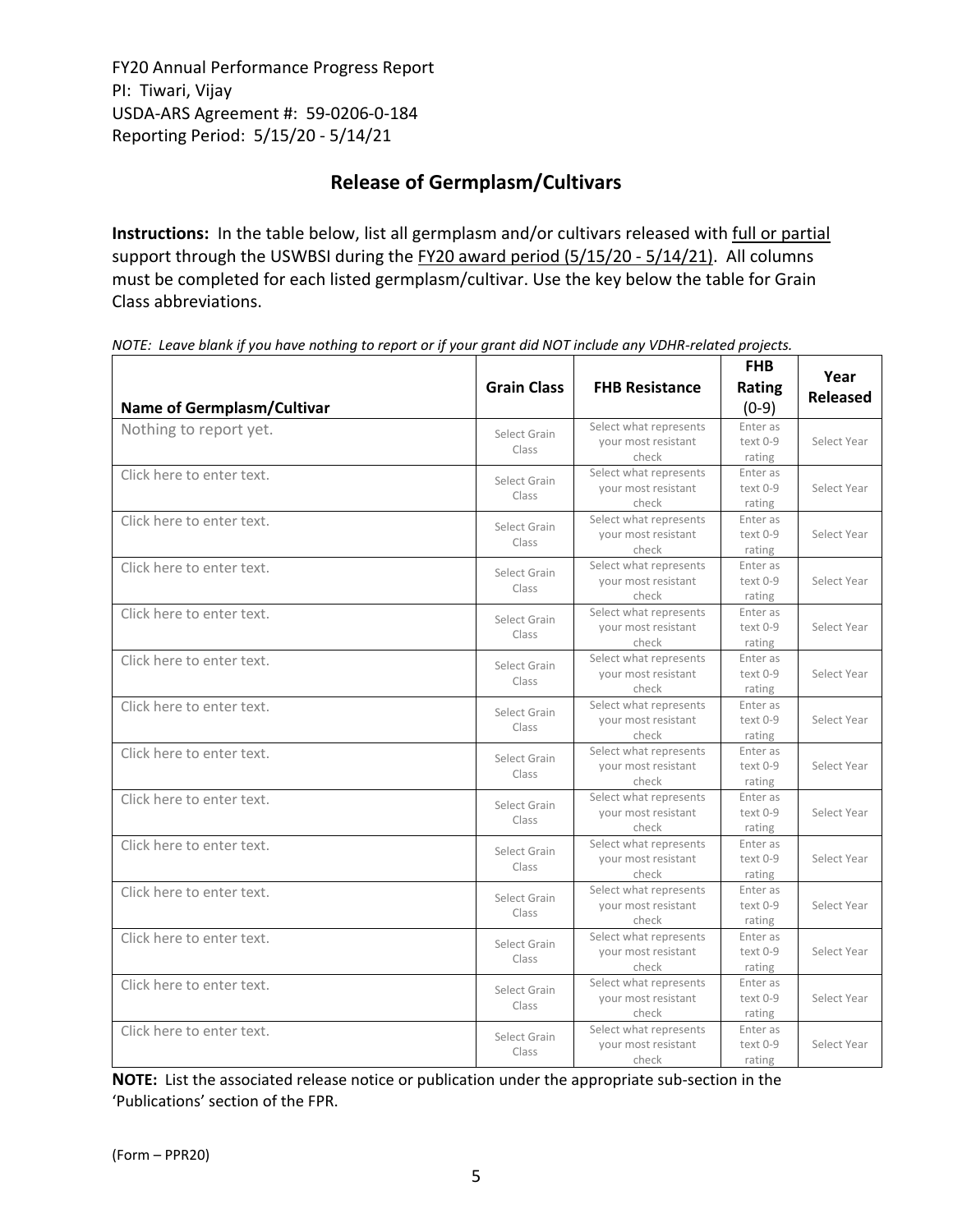FY20 Annual Performance Progress Report
PI: Tiwari, Vijay
USDA-ARS Agreement #: 59-0206-0-184
Reporting Period: 5/15/20 - 5/14/21

## Release of Germplasm/Cultivars

**Instructions:** In the table below, list all germplasm and/or cultivars released with full or partial support through the USWBSI during the FY20 award period (5/15/20 - 5/14/21). All columns must be completed for each listed germplasm/cultivar. Use the key below the table for Grain Class abbreviations.

*NOTE: Leave blank if you have nothing to report or if your grant did NOT include any VDHR-related projects.*

| Name of Germplasm/Cultivar | Grain Class | FHB Resistance | FHB Rating (0-9) | Year Released |
|---|---|---|---|---|
| Nothing to report yet. | Select Grain Class | Select what represents your most resistant check | Enter as text 0-9 rating | Select Year |
| Click here to enter text. | Select Grain Class | Select what represents your most resistant check | Enter as text 0-9 rating | Select Year |
| Click here to enter text. | Select Grain Class | Select what represents your most resistant check | Enter as text 0-9 rating | Select Year |
| Click here to enter text. | Select Grain Class | Select what represents your most resistant check | Enter as text 0-9 rating | Select Year |
| Click here to enter text. | Select Grain Class | Select what represents your most resistant check | Enter as text 0-9 rating | Select Year |
| Click here to enter text. | Select Grain Class | Select what represents your most resistant check | Enter as text 0-9 rating | Select Year |
| Click here to enter text. | Select Grain Class | Select what represents your most resistant check | Enter as text 0-9 rating | Select Year |
| Click here to enter text. | Select Grain Class | Select what represents your most resistant check | Enter as text 0-9 rating | Select Year |
| Click here to enter text. | Select Grain Class | Select what represents your most resistant check | Enter as text 0-9 rating | Select Year |
| Click here to enter text. | Select Grain Class | Select what represents your most resistant check | Enter as text 0-9 rating | Select Year |
| Click here to enter text. | Select Grain Class | Select what represents your most resistant check | Enter as text 0-9 rating | Select Year |
| Click here to enter text. | Select Grain Class | Select what represents your most resistant check | Enter as text 0-9 rating | Select Year |
| Click here to enter text. | Select Grain Class | Select what represents your most resistant check | Enter as text 0-9 rating | Select Year |
| Click here to enter text. | Select Grain Class | Select what represents your most resistant check | Enter as text 0-9 rating | Select Year |

**NOTE:** List the associated release notice or publication under the appropriate sub-section in the 'Publications' section of the FPR.

(Form – PPR20)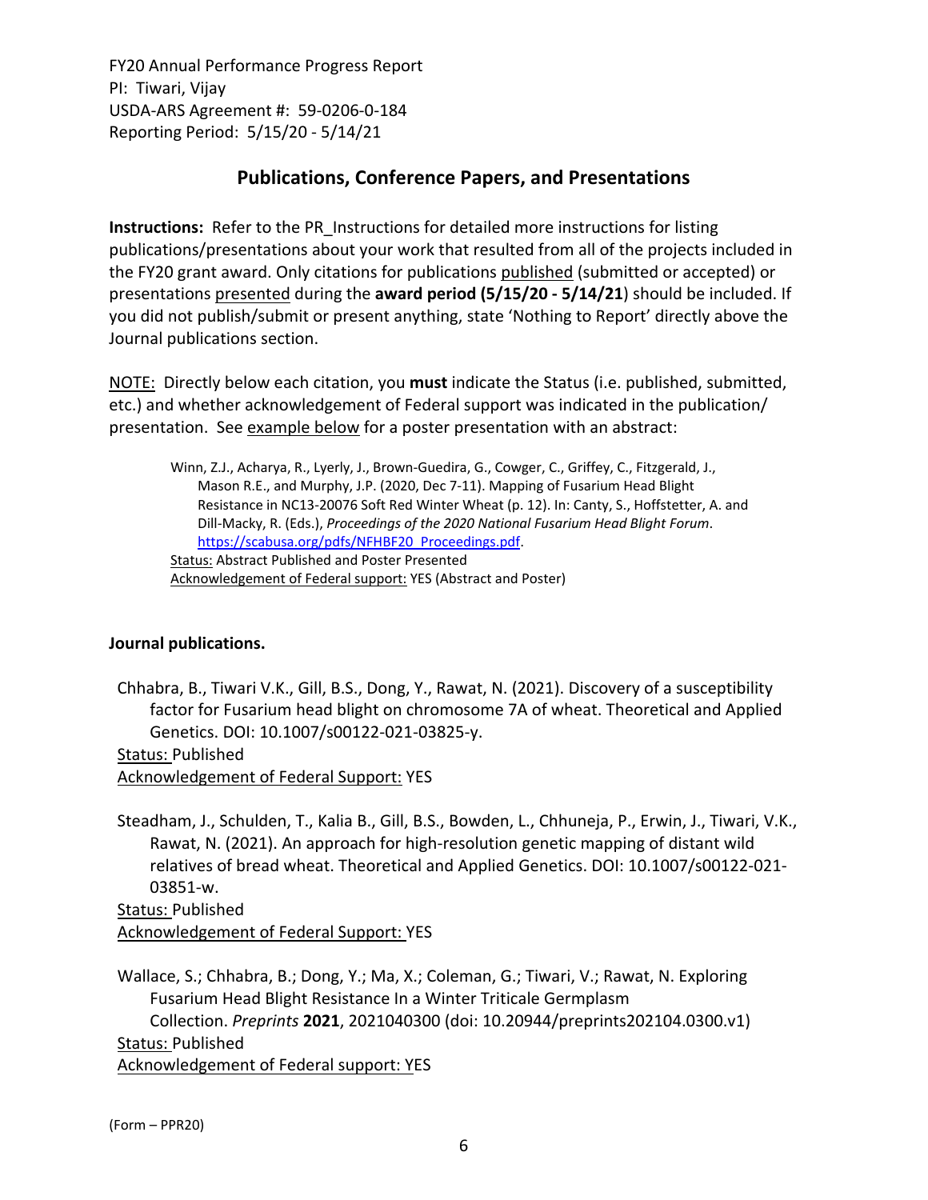FY20 Annual Performance Progress Report
PI: Tiwari, Vijay
USDA-ARS Agreement #: 59-0206-0-184
Reporting Period: 5/15/20 - 5/14/21

## Publications, Conference Papers, and Presentations

**Instructions:** Refer to the PR_Instructions for detailed more instructions for listing publications/presentations about your work that resulted from all of the projects included in the FY20 grant award. Only citations for publications published (submitted or accepted) or presentations presented during the **award period (5/15/20 - 5/14/21)** should be included. If you did not publish/submit or present anything, state 'Nothing to Report' directly above the Journal publications section.

NOTE: Directly below each citation, you **must** indicate the Status (i.e. published, submitted, etc.) and whether acknowledgement of Federal support was indicated in the publication/presentation. See example below for a poster presentation with an abstract:

> Winn, Z.J., Acharya, R., Lyerly, J., Brown-Guedira, G., Cowger, C., Griffey, C., Fitzgerald, J., Mason R.E., and Murphy, J.P. (2020, Dec 7-11). Mapping of Fusarium Head Blight Resistance in NC13-20076 Soft Red Winter Wheat (p. 12). In: Canty, S., Hoffstetter, A. and Dill-Macky, R. (Eds.), *Proceedings of the 2020 National Fusarium Head Blight Forum*. https://scabusa.org/pdfs/NFHBF20_Proceedings.pdf.
> Status: Abstract Published and Poster Presented
> Acknowledgement of Federal support: YES (Abstract and Poster)

**Journal publications.**

Chhabra, B., Tiwari V.K., Gill, B.S., Dong, Y., Rawat, N. (2021). Discovery of a susceptibility factor for Fusarium head blight on chromosome 7A of wheat. Theoretical and Applied Genetics. DOI: 10.1007/s00122-021-03825-y.
Status: Published
Acknowledgement of Federal Support: YES

Steadham, J., Schulden, T., Kalia B., Gill, B.S., Bowden, L., Chhuneja, P., Erwin, J., Tiwari, V.K., Rawat, N. (2021). An approach for high-resolution genetic mapping of distant wild relatives of bread wheat. Theoretical and Applied Genetics. DOI: 10.1007/s00122-021-03851-w.
Status: Published
Acknowledgement of Federal Support: YES

Wallace, S.; Chhabra, B.; Dong, Y.; Ma, X.; Coleman, G.; Tiwari, V.; Rawat, N. Exploring Fusarium Head Blight Resistance In a Winter Triticale Germplasm Collection. *Preprints* **2021**, 2021040300 (doi: 10.20944/preprints202104.0300.v1)
Status: Published
Acknowledgement of Federal support: YES

(Form – PPR20)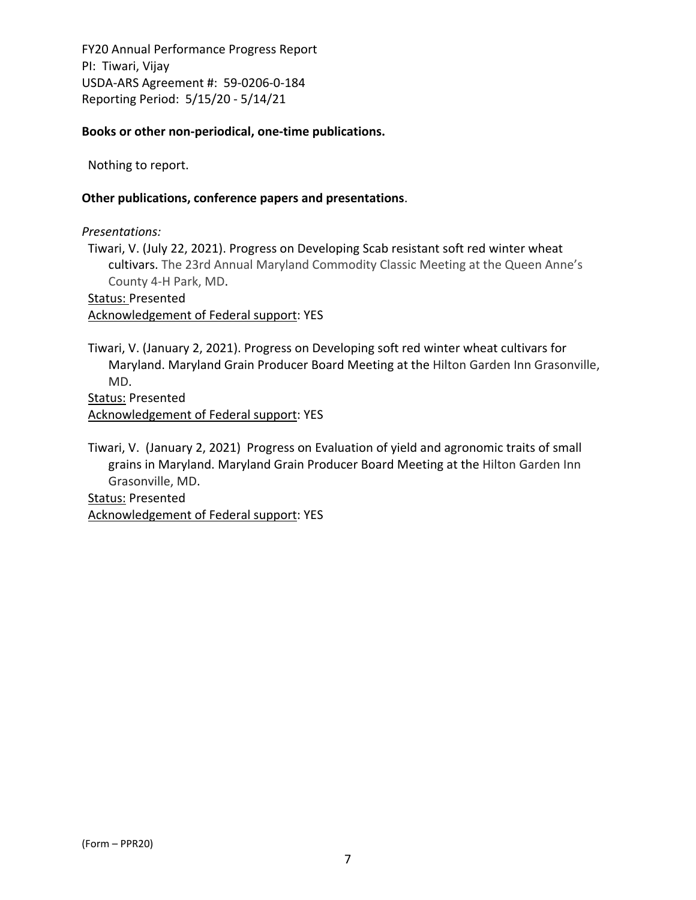FY20 Annual Performance Progress Report
PI: Tiwari, Vijay
USDA-ARS Agreement #: 59-0206-0-184
Reporting Period: 5/15/20 - 5/14/21

**Books or other non-periodical, one-time publications.**

Nothing to report.

**Other publications, conference papers and presentations**.

*Presentations:*

Tiwari, V. (July 22, 2021). Progress on Developing Scab resistant soft red winter wheat cultivars. The 23rd Annual Maryland Commodity Classic Meeting at the Queen Anne's County 4-H Park, MD.
Status: Presented
Acknowledgement of Federal support: YES

Tiwari, V. (January 2, 2021). Progress on Developing soft red winter wheat cultivars for Maryland. Maryland Grain Producer Board Meeting at the Hilton Garden Inn Grasonville, MD.
Status: Presented
Acknowledgement of Federal support: YES

Tiwari, V. (January 2, 2021) Progress on Evaluation of yield and agronomic traits of small grains in Maryland. Maryland Grain Producer Board Meeting at the Hilton Garden Inn Grasonville, MD.
Status: Presented
Acknowledgement of Federal support: YES

(Form – PPR20)